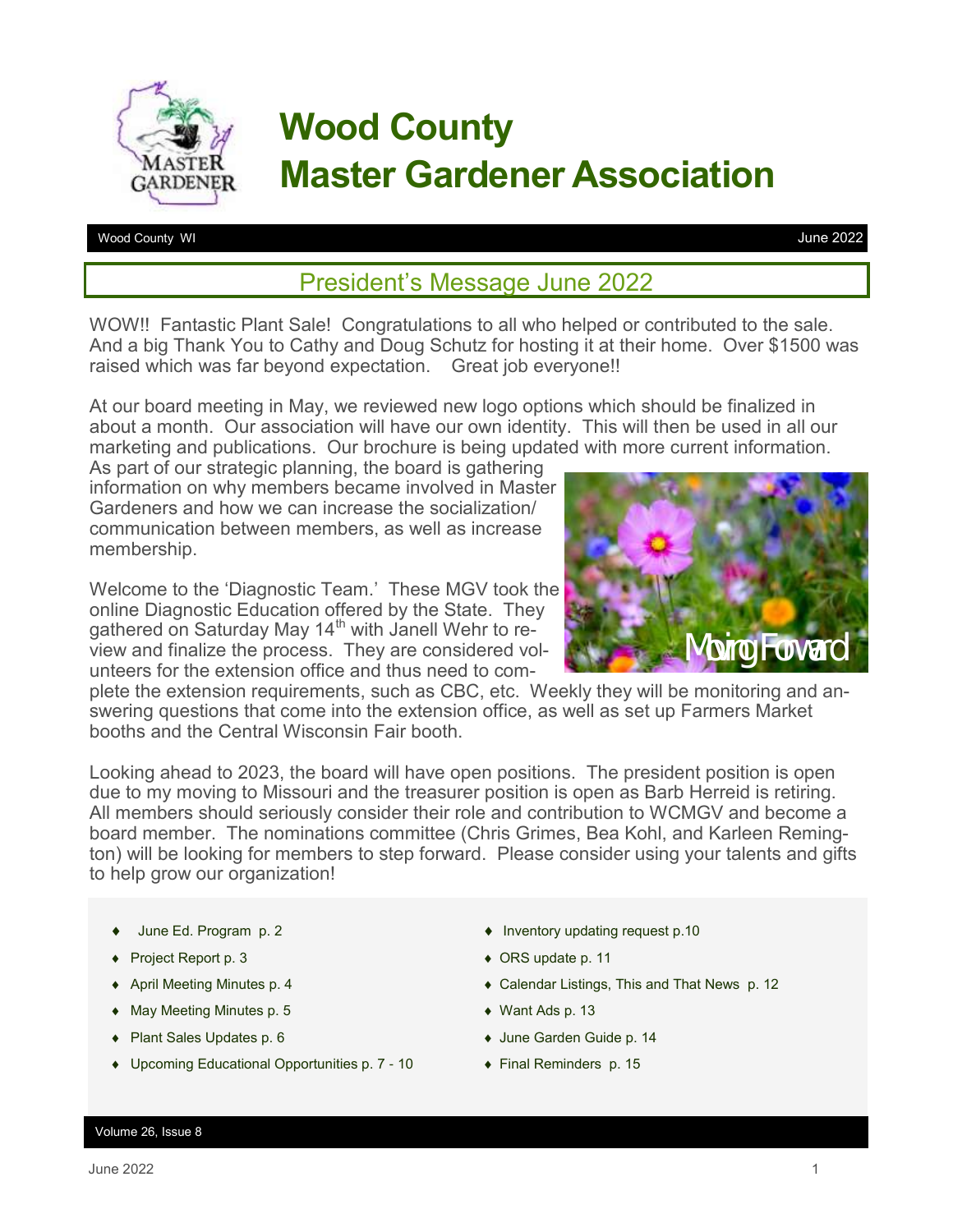# Wood County Master Gardener Association

Wood County WI June 2022

## President's Message June 2022

WOW!! Fantastic Plant Sale! Congratulations to all who helped or contributed to the sale. And a big Thank You to Cathy and Doug Schutz for hosting it at their home. Over $1500 was raised which was far beyond expectation. Great job everyone!!

At our board meeting in May, we reviewed new logo options which should be finalized in about a month. Our association will have our own identity. This will then be used in all our marketing and publications. Our brochure is being updated with more current information. As part of our strategic planning, the board is gathering information on why members became involved in Master Gardeners and how we can increase the socialization/communication between members, as well as increase membership.

Welcome to the 'Diagnostic Team.' These MGV took the online Diagnostic Education offered by the State. They gathered on Saturday May 14th with Janell Wehr to review and finalize the process. They are considered volunteers for the extension office and thus need to complete the extension requirements, such as CBC, etc. Weekly they will be monitoring and answering questions that come into the extension office, as well as set up Farmers Market booths and the Central Wisconsin Fair booth.

Moving Forward

Looking ahead to 2023, the board will have open positions. The president position is open due to my moving to Missouri and the treasurer position is open as Barb Herreid is retiring. All members should seriously consider their role and contribution to WCMGV and become a board member. The nominations committee (Chris Grimes, Bea Kohl, and Karleen Remington) will be looking for members to step forward. Please consider using your talents and gifts to help grow our organization!

- June Ed. Program p. 2
- Project Report p. 3
- April Meeting Minutes p. 4
- May Meeting Minutes p. 5
- Plant Sales Updates p. 6
- Upcoming Educational Opportunities p. 7 - 10
- Inventory updating request p.10
- ORS update p. 11
- Calendar Listings, This and That News p. 12
- Want Ads p. 13
- June Garden Guide p. 14
- Final Reminders p. 15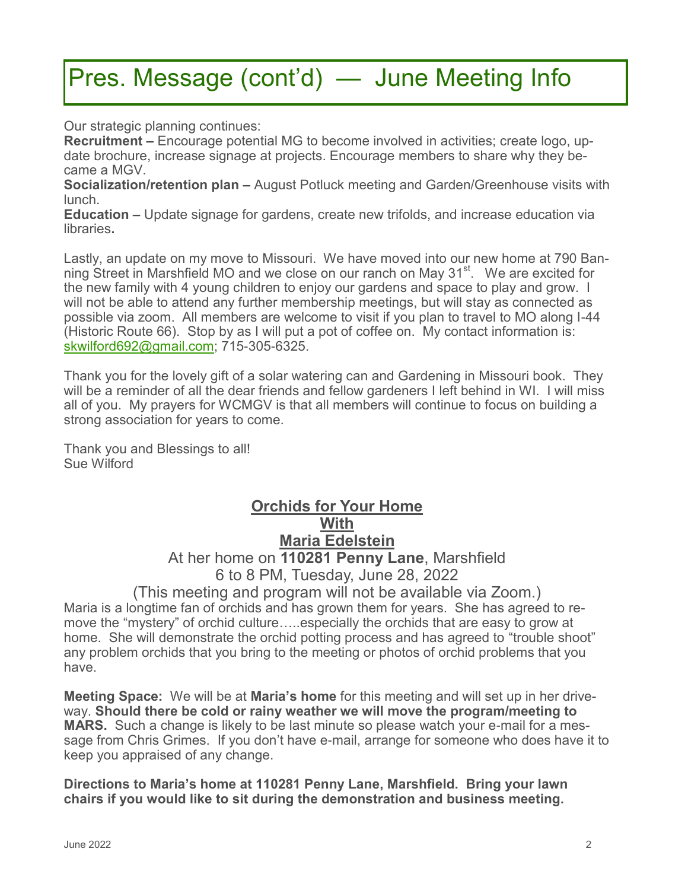# Pres. Message (cont'd) — June Meeting Info

Our strategic planning continues:

**Recruitment –** Encourage potential MG to become involved in activities; create logo, update brochure, increase signage at projects. Encourage members to share why they became a MGV.

**Socialization/retention plan –** August Potluck meeting and Garden/Greenhouse visits with lunch.

**Education –** Update signage for gardens, create new trifolds, and increase education via libraries**.**

Lastly, an update on my move to Missouri. We have moved into our new home at 790 Banning Street in Marshfield MO and we close on our ranch on May 31st. We are excited for the new family with 4 young children to enjoy our gardens and space to play and grow. I will not be able to attend any further membership meetings, but will stay as connected as possible via zoom. All members are welcome to visit if you plan to travel to MO along I-44 (Historic Route 66). Stop by as I will put a pot of coffee on. My contact information is: skwilford692@gmail.com; 715-305-6325.

Thank you for the lovely gift of a solar watering can and Gardening in Missouri book. They will be a reminder of all the dear friends and fellow gardeners I left behind in WI. I will miss all of you. My prayers for WCMGV is that all members will continue to focus on building a strong association for years to come.

Thank you and Blessings to all!
Sue Wilford

## Orchids for Your Home With Maria Edelstein

At her home on **110281 Penny Lane**, Marshfield
6 to 8 PM, Tuesday, June 28, 2022
(This meeting and program will not be available via Zoom.)

Maria is a longtime fan of orchids and has grown them for years. She has agreed to remove the "mystery" of orchid culture…..especially the orchids that are easy to grow at home. She will demonstrate the orchid potting process and has agreed to "trouble shoot" any problem orchids that you bring to the meeting or photos of orchid problems that you have.

**Meeting Space:** We will be at **Maria's home** for this meeting and will set up in her driveway. **Should there be cold or rainy weather we will move the program/meeting to MARS.** Such a change is likely to be last minute so please watch your e-mail for a message from Chris Grimes. If you don't have e-mail, arrange for someone who does have it to keep you appraised of any change.

**Directions to Maria's home at 110281 Penny Lane, Marshfield. Bring your lawn chairs if you would like to sit during the demonstration and business meeting.**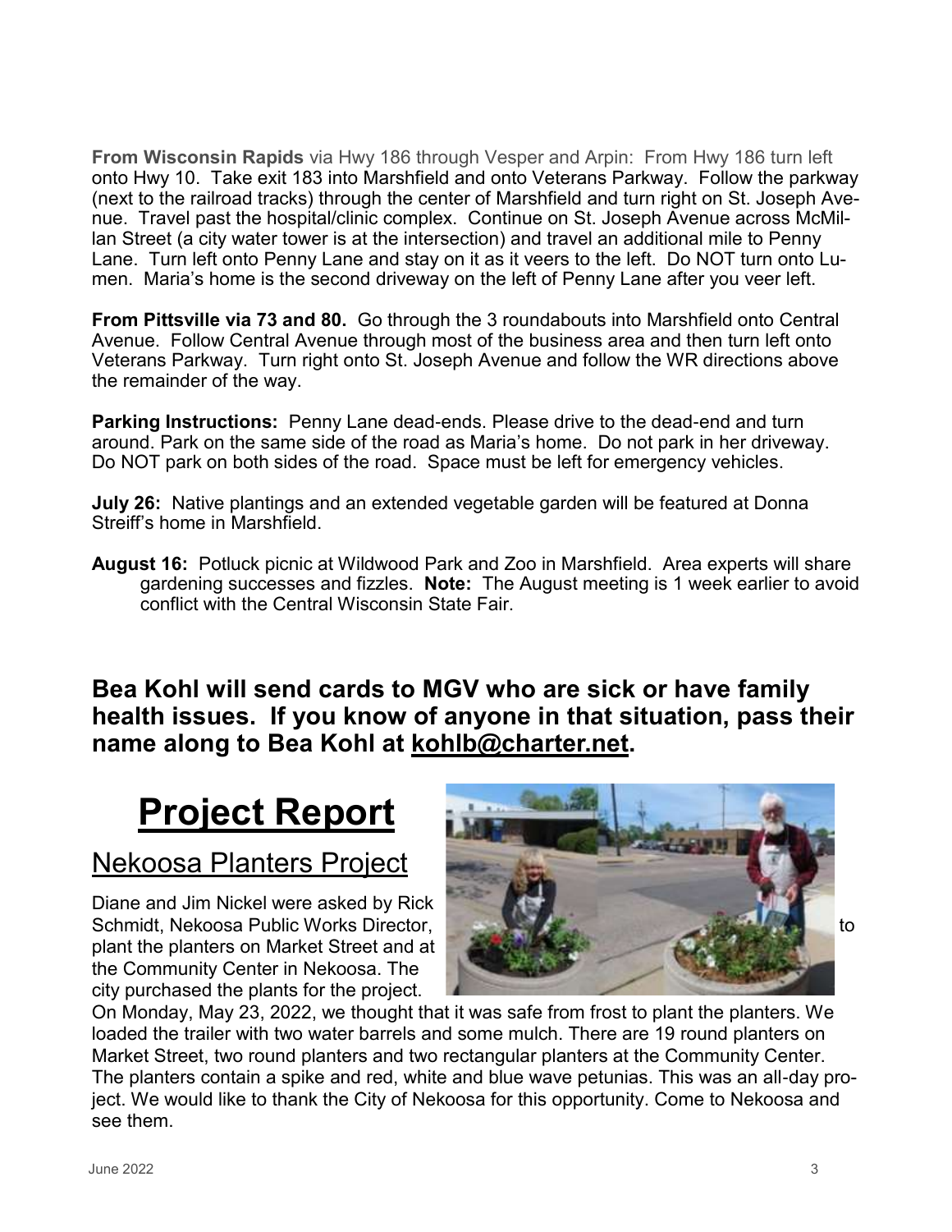**From Wisconsin Rapids** via Hwy 186 through Vesper and Arpin: From Hwy 186 turn left onto Hwy 10. Take exit 183 into Marshfield and onto Veterans Parkway. Follow the parkway (next to the railroad tracks) through the center of Marshfield and turn right on St. Joseph Avenue. Travel past the hospital/clinic complex. Continue on St. Joseph Avenue across McMillan Street (a city water tower is at the intersection) and travel an additional mile to Penny Lane. Turn left onto Penny Lane and stay on it as it veers to the left. Do NOT turn onto Lumen. Maria's home is the second driveway on the left of Penny Lane after you veer left.

**From Pittsville via 73 and 80.** Go through the 3 roundabouts into Marshfield onto Central Avenue. Follow Central Avenue through most of the business area and then turn left onto Veterans Parkway. Turn right onto St. Joseph Avenue and follow the WR directions above the remainder of the way.

**Parking Instructions:** Penny Lane dead-ends. Please drive to the dead-end and turn around. Park on the same side of the road as Maria's home. Do not park in her driveway. Do NOT park on both sides of the road. Space must be left for emergency vehicles.

**July 26:** Native plantings and an extended vegetable garden will be featured at Donna Streiff's home in Marshfield.

**August 16:** Potluck picnic at Wildwood Park and Zoo in Marshfield. Area experts will share gardening successes and fizzles. **Note:** The August meeting is 1 week earlier to avoid conflict with the Central Wisconsin State Fair.

**Bea Kohl will send cards to MGV who are sick or have family health issues. If you know of anyone in that situation, pass their name along to Bea Kohl at kohlb@charter.net.**

# Project Report

## Nekoosa Planters Project

Diane and Jim Nickel were asked by Rick Schmidt, Nekoosa Public Works Director, to plant the planters on Market Street and at the Community Center in Nekoosa. The city purchased the plants for the project. On Monday, May 23, 2022, we thought that it was safe from frost to plant the planters. We loaded the trailer with two water barrels and some mulch. There are 19 round planters on Market Street, two round planters and two rectangular planters at the Community Center. The planters contain a spike and red, white and blue wave petunias. This was an all-day project. We would like to thank the City of Nekoosa for this opportunity. Come to Nekoosa and see them.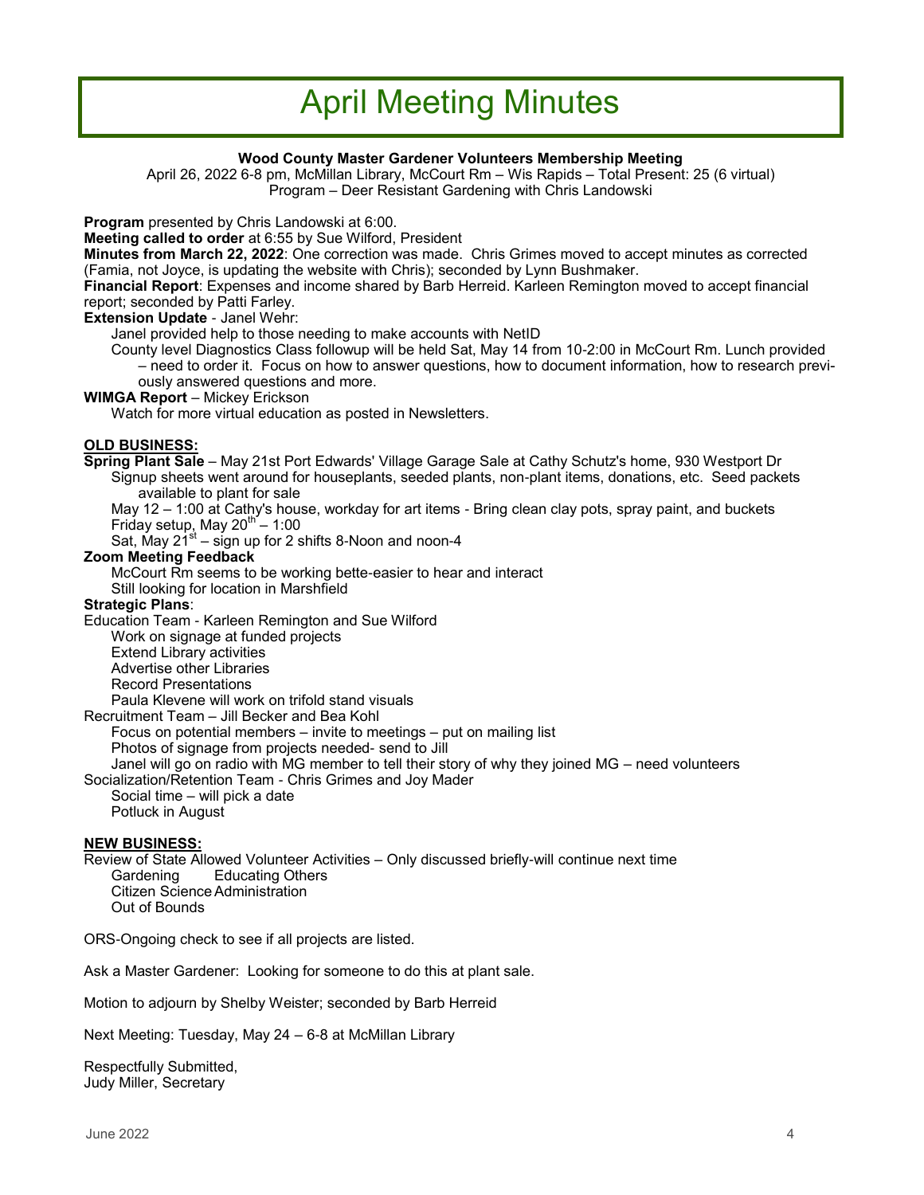# April Meeting Minutes

**Wood County Master Gardener Volunteers Membership Meeting**

April 26, 2022 6-8 pm, McMillan Library, McCourt Rm – Wis Rapids – Total Present: 25 (6 virtual)
Program – Deer Resistant Gardening with Chris Landowski

**Program** presented by Chris Landowski at 6:00.

**Meeting called to order** at 6:55 by Sue Wilford, President

**Minutes from March 22, 2022**: One correction was made. Chris Grimes moved to accept minutes as corrected (Famia, not Joyce, is updating the website with Chris); seconded by Lynn Bushmaker.

**Financial Report**: Expenses and income shared by Barb Herreid. Karleen Remington moved to accept financial report; seconded by Patti Farley.

**Extension Update** - Janel Wehr:

- Janel provided help to those needing to make accounts with NetID
- County level Diagnostics Class followup will be held Sat, May 14 from 10-2:00 in McCourt Rm. Lunch provided – need to order it. Focus on how to answer questions, how to document information, how to research previously answered questions and more.

**WIMGA Report** – Mickey Erickson

- Watch for more virtual education as posted in Newsletters.

## OLD BUSINESS:

**Spring Plant Sale** – May 21st Port Edwards' Village Garage Sale at Cathy Schutz's home, 930 Westport Dr

- Signup sheets went around for houseplants, seeded plants, non-plant items, donations, etc. Seed packets available to plant for sale
- May 12 – 1:00 at Cathy's house, workday for art items - Bring clean clay pots, spray paint, and buckets
- Friday setup, May 20th – 1:00
- Sat, May 21st – sign up for 2 shifts 8-Noon and noon-4

**Zoom Meeting Feedback**

- McCourt Rm seems to be working bette-easier to hear and interact
- Still looking for location in Marshfield

**Strategic Plans**:

Education Team - Karleen Remington and Sue Wilford

- Work on signage at funded projects
- Extend Library activities
- Advertise other Libraries
- Record Presentations
- Paula Klevene will work on trifold stand visuals

Recruitment Team – Jill Becker and Bea Kohl

- Focus on potential members – invite to meetings – put on mailing list
- Photos of signage from projects needed- send to Jill
- Janel will go on radio with MG member to tell their story of why they joined MG – need volunteers

Socialization/Retention Team - Chris Grimes and Joy Mader

- Social time – will pick a date
- Potluck in August

## NEW BUSINESS:

Review of State Allowed Volunteer Activities – Only discussed briefly-will continue next time

- Gardening
- Educating Others
- Citizen Science
- Administration
- Out of Bounds

ORS-Ongoing check to see if all projects are listed.

Ask a Master Gardener: Looking for someone to do this at plant sale.

Motion to adjourn by Shelby Weister; seconded by Barb Herreid

Next Meeting: Tuesday, May 24 – 6-8 at McMillan Library

Respectfully Submitted,
Judy Miller, Secretary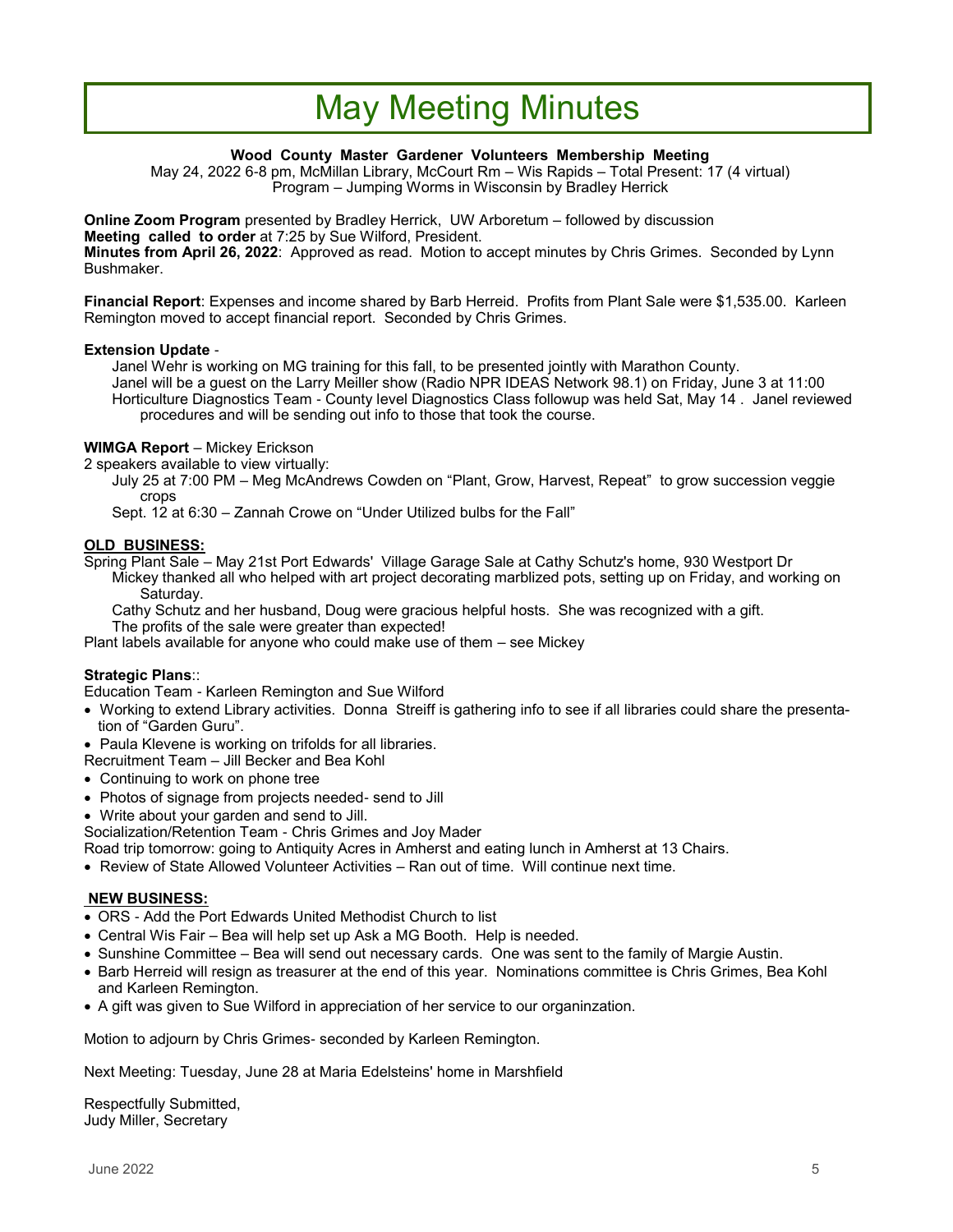# May Meeting Minutes

**Wood County Master Gardener Volunteers Membership Meeting**

May 24, 2022 6-8 pm, McMillan Library, McCourt Rm – Wis Rapids – Total Present: 17 (4 virtual)
Program – Jumping Worms in Wisconsin by Bradley Herrick

**Online Zoom Program** presented by Bradley Herrick, UW Arboretum – followed by discussion
**Meeting called to order** at 7:25 by Sue Wilford, President.
**Minutes from April 26, 2022**: Approved as read. Motion to accept minutes by Chris Grimes. Seconded by Lynn Bushmaker.

**Financial Report**: Expenses and income shared by Barb Herreid. Profits from Plant Sale were $1,535.00. Karleen Remington moved to accept financial report. Seconded by Chris Grimes.

**Extension Update** -

Janel Wehr is working on MG training for this fall, to be presented jointly with Marathon County.
Janel will be a guest on the Larry Meiller show (Radio NPR IDEAS Network 98.1) on Friday, June 3 at 11:00
Horticulture Diagnostics Team - County level Diagnostics Class followup was held Sat, May 14 . Janel reviewed procedures and will be sending out info to those that took the course.

**WIMGA Report** – Mickey Erickson

2 speakers available to view virtually:

July 25 at 7:00 PM – Meg McAndrews Cowden on "Plant, Grow, Harvest, Repeat" to grow succession veggie crops
Sept. 12 at 6:30 – Zannah Crowe on "Under Utilized bulbs for the Fall"

**OLD BUSINESS:**

Spring Plant Sale – May 21st Port Edwards' Village Garage Sale at Cathy Schutz's home, 930 Westport Dr

Mickey thanked all who helped with art project decorating marblized pots, setting up on Friday, and working on Saturday.
Cathy Schutz and her husband, Doug were gracious helpful hosts. She was recognized with a gift.
The profits of the sale were greater than expected!

Plant labels available for anyone who could make use of them – see Mickey

**Strategic Plans**::

Education Team - Karleen Remington and Sue Wilford

- Working to extend Library activities. Donna Streiff is gathering info to see if all libraries could share the presentation of "Garden Guru".
- Paula Klevene is working on trifolds for all libraries.

Recruitment Team – Jill Becker and Bea Kohl

- Continuing to work on phone tree
- Photos of signage from projects needed- send to Jill
- Write about your garden and send to Jill.

Socialization/Retention Team - Chris Grimes and Joy Mader

Road trip tomorrow: going to Antiquity Acres in Amherst and eating lunch in Amherst at 13 Chairs.

- Review of State Allowed Volunteer Activities – Ran out of time. Will continue next time.

**NEW BUSINESS:**

- ORS - Add the Port Edwards United Methodist Church to list
- Central Wis Fair – Bea will help set up Ask a MG Booth. Help is needed.
- Sunshine Committee – Bea will send out necessary cards. One was sent to the family of Margie Austin.
- Barb Herreid will resign as treasurer at the end of this year. Nominations committee is Chris Grimes, Bea Kohl and Karleen Remington.
- A gift was given to Sue Wilford in appreciation of her service to our organinzation.

Motion to adjourn by Chris Grimes- seconded by Karleen Remington.

Next Meeting: Tuesday, June 28 at Maria Edelsteins' home in Marshfield

Respectfully Submitted,
Judy Miller, Secretary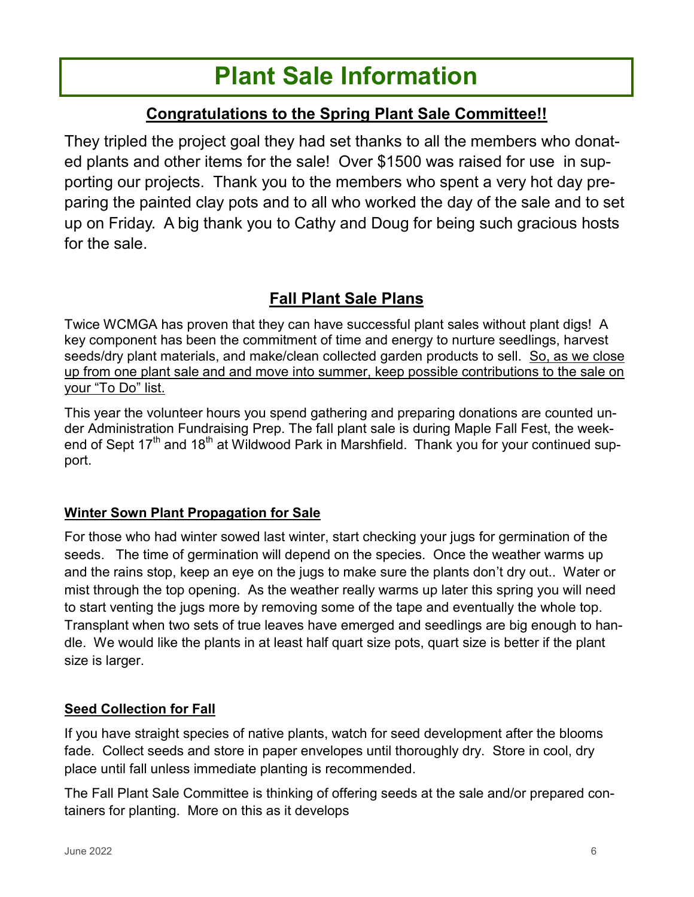# Plant Sale Information

## Congratulations to the Spring Plant Sale Committee!!

They tripled the project goal they had set thanks to all the members who donated plants and other items for the sale! Over $1500 was raised for use in supporting our projects. Thank you to the members who spent a very hot day preparing the painted clay pots and to all who worked the day of the sale and to set up on Friday. A big thank you to Cathy and Doug for being such gracious hosts for the sale.

## Fall Plant Sale Plans

Twice WCMGA has proven that they can have successful plant sales without plant digs! A key component has been the commitment of time and energy to nurture seedlings, harvest seeds/dry plant materials, and make/clean collected garden products to sell. So, as we close up from one plant sale and and move into summer, keep possible contributions to the sale on your "To Do" list.

This year the volunteer hours you spend gathering and preparing donations are counted under Administration Fundraising Prep. The fall plant sale is during Maple Fall Fest, the weekend of Sept 17th and 18th at Wildwood Park in Marshfield. Thank you for your continued support.

### Winter Sown Plant Propagation for Sale

For those who had winter sowed last winter, start checking your jugs for germination of the seeds. The time of germination will depend on the species. Once the weather warms up and the rains stop, keep an eye on the jugs to make sure the plants don't dry out.. Water or mist through the top opening. As the weather really warms up later this spring you will need to start venting the jugs more by removing some of the tape and eventually the whole top. Transplant when two sets of true leaves have emerged and seedlings are big enough to handle. We would like the plants in at least half quart size pots, quart size is better if the plant size is larger.

### Seed Collection for Fall

If you have straight species of native plants, watch for seed development after the blooms fade. Collect seeds and store in paper envelopes until thoroughly dry. Store in cool, dry place until fall unless immediate planting is recommended.

The Fall Plant Sale Committee is thinking of offering seeds at the sale and/or prepared containers for planting. More on this as it develops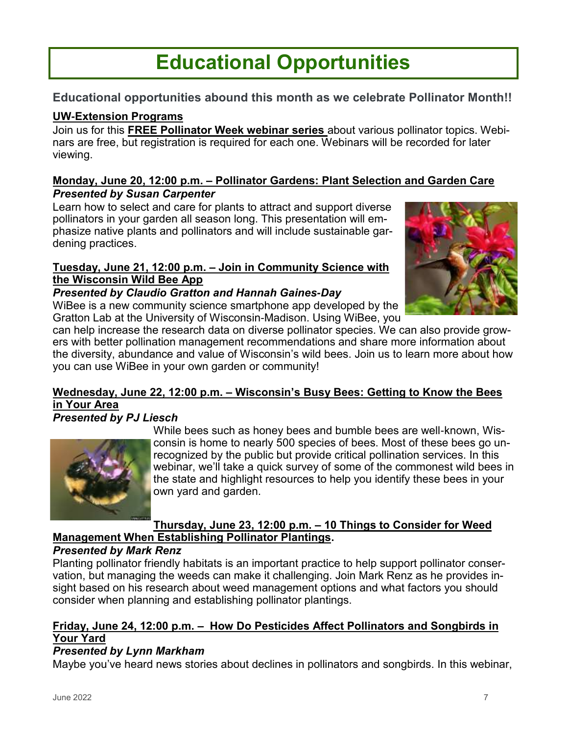# Educational Opportunities

### Educational opportunities abound this month as we celebrate Pollinator Month!!

**UW-Extension Programs**

Join us for this **FREE Pollinator Week webinar series** about various pollinator topics. Webinars are free, but registration is required for each one. Webinars will be recorded for later viewing.

**Monday, June 20, 12:00 p.m. – Pollinator Gardens: Plant Selection and Garden Care**

***Presented by Susan Carpenter***

Learn how to select and care for plants to attract and support diverse pollinators in your garden all season long. This presentation will emphasize native plants and pollinators and will include sustainable gardening practices.

**Tuesday, June 21, 12:00 p.m. – Join in Community Science with the Wisconsin Wild Bee App**

***Presented by Claudio Gratton and Hannah Gaines-Day***

WiBee is a new community science smartphone app developed by the Gratton Lab at the University of Wisconsin-Madison. Using WiBee, you can help increase the research data on diverse pollinator species. We can also provide growers with better pollination management recommendations and share more information about the diversity, abundance and value of Wisconsin's wild bees. Join us to learn more about how you can use WiBee in your own garden or community!

**Wednesday, June 22, 12:00 p.m. – Wisconsin's Busy Bees: Getting to Know the Bees in Your Area**

***Presented by PJ Liesch***

While bees such as honey bees and bumble bees are well-known, Wisconsin is home to nearly 500 species of bees. Most of these bees go unrecognized by the public but provide critical pollination services. In this webinar, we'll take a quick survey of some of the commonest wild bees in the state and highlight resources to help you identify these bees in your own yard and garden.

**Thursday, June 23, 12:00 p.m. – 10 Things to Consider for Weed Management When Establishing Pollinator Plantings.**

***Presented by Mark Renz***

Planting pollinator friendly habitats is an important practice to help support pollinator conservation, but managing the weeds can make it challenging. Join Mark Renz as he provides insight based on his research about weed management options and what factors you should consider when planning and establishing pollinator plantings.

**Friday, June 24, 12:00 p.m. – How Do Pesticides Affect Pollinators and Songbirds in Your Yard**

***Presented by Lynn Markham***

Maybe you've heard news stories about declines in pollinators and songbirds. In this webinar,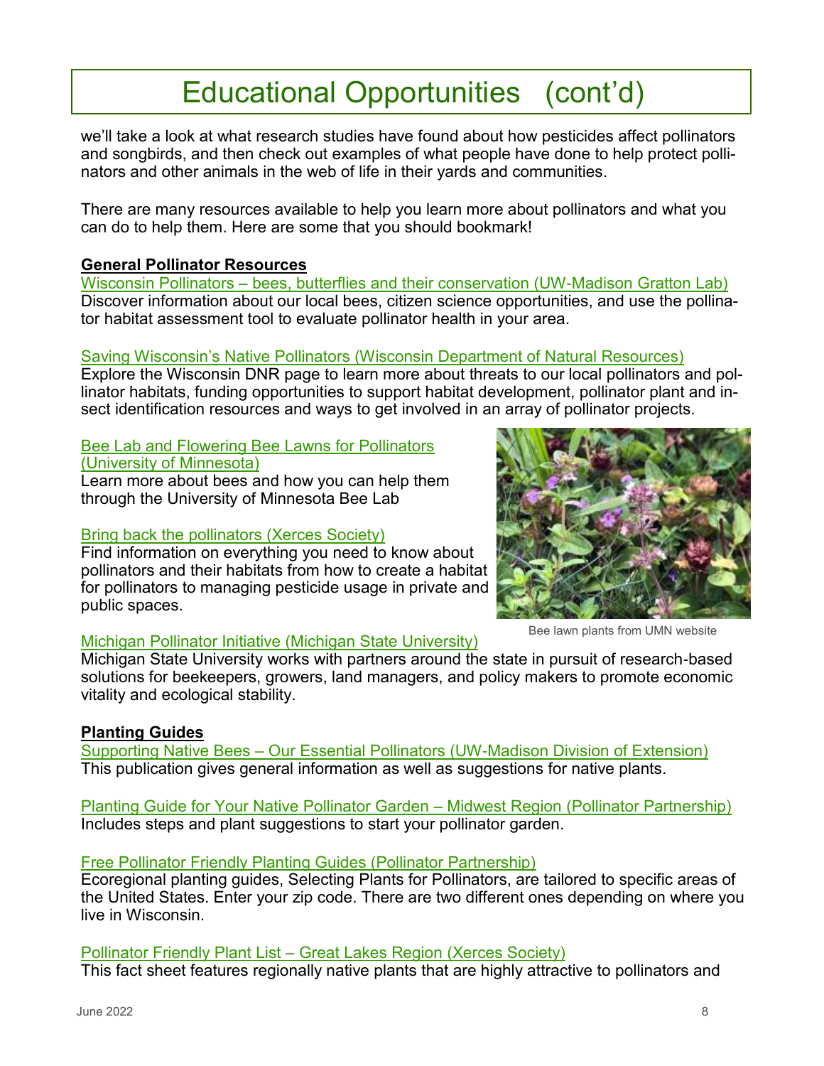# Educational Opportunities (cont'd)

we'll take a look at what research studies have found about how pesticides affect pollinators and songbirds, and then check out examples of what people have done to help protect pollinators and other animals in the web of life in their yards and communities.

There are many resources available to help you learn more about pollinators and what you can do to help them. Here are some that you should bookmark!

**General Pollinator Resources**

Wisconsin Pollinators – bees, butterflies and their conservation (UW-Madison Gratton Lab)
Discover information about our local bees, citizen science opportunities, and use the pollinator habitat assessment tool to evaluate pollinator health in your area.

Saving Wisconsin's Native Pollinators (Wisconsin Department of Natural Resources)
Explore the Wisconsin DNR page to learn more about threats to our local pollinators and pollinator habitats, funding opportunities to support habitat development, pollinator plant and insect identification resources and ways to get involved in an array of pollinator projects.

Bee Lab and Flowering Bee Lawns for Pollinators (University of Minnesota)
Learn more about bees and how you can help them through the University of Minnesota Bee Lab

Bring back the pollinators (Xerces Society)
Find information on everything you need to know about pollinators and their habitats from how to create a habitat for pollinators to managing pesticide usage in private and public spaces.

Bee lawn plants from UMN website

Michigan Pollinator Initiative (Michigan State University)
Michigan State University works with partners around the state in pursuit of research-based solutions for beekeepers, growers, land managers, and policy makers to promote economic vitality and ecological stability.

**Planting Guides**

Supporting Native Bees – Our Essential Pollinators (UW-Madison Division of Extension)
This publication gives general information as well as suggestions for native plants.

Planting Guide for Your Native Pollinator Garden – Midwest Region (Pollinator Partnership)
Includes steps and plant suggestions to start your pollinator garden.

Free Pollinator Friendly Planting Guides (Pollinator Partnership)
Ecoregional planting guides, Selecting Plants for Pollinators, are tailored to specific areas of the United States. Enter your zip code. There are two different ones depending on where you live in Wisconsin.

Pollinator Friendly Plant List – Great Lakes Region (Xerces Society)
This fact sheet features regionally native plants that are highly attractive to pollinators and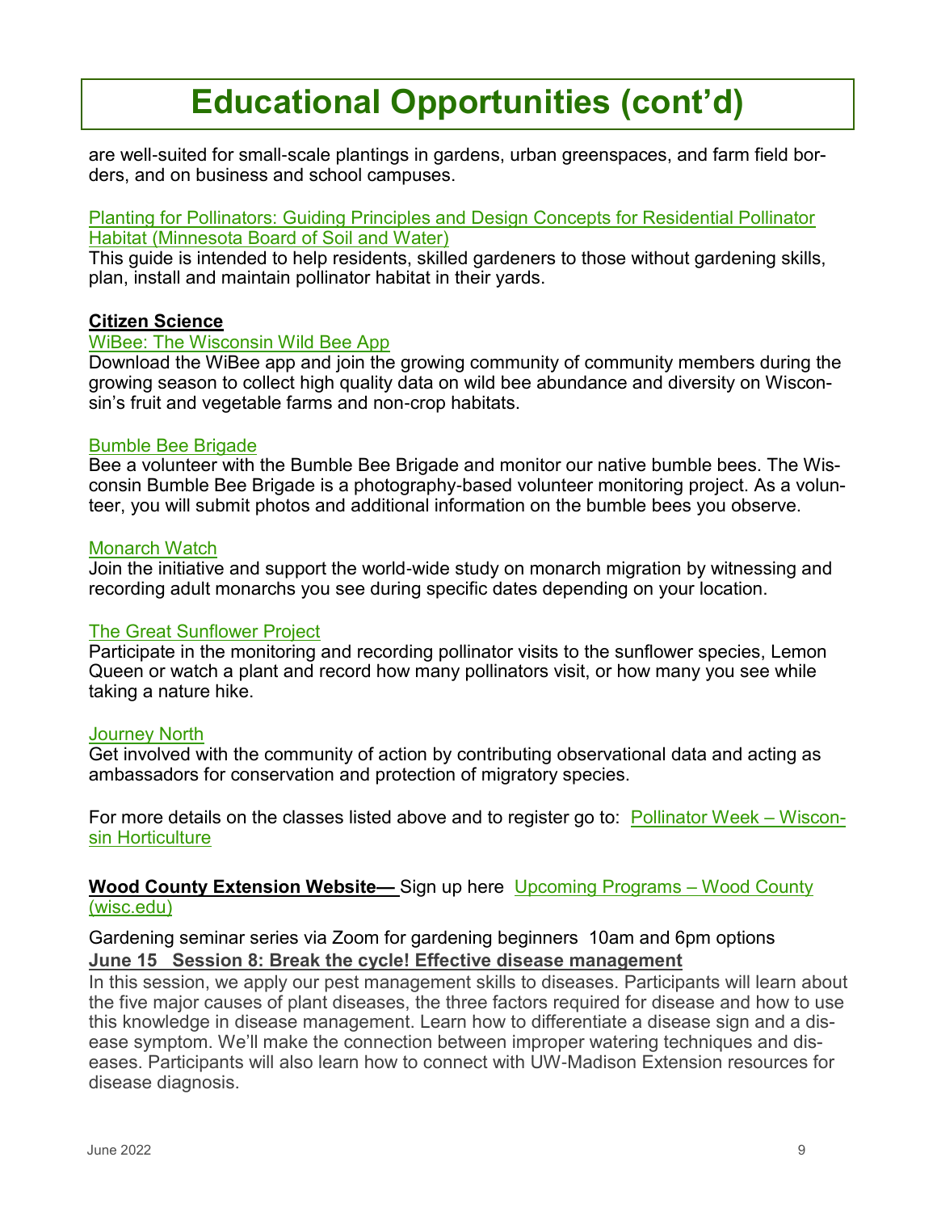# Educational Opportunities (cont'd)

are well-suited for small-scale plantings in gardens, urban greenspaces, and farm field borders, and on business and school campuses.

Planting for Pollinators: Guiding Principles and Design Concepts for Residential Pollinator Habitat (Minnesota Board of Soil and Water)
This guide is intended to help residents, skilled gardeners to those without gardening skills, plan, install and maintain pollinator habitat in their yards.

**Citizen Science**

WiBee: The Wisconsin Wild Bee App
Download the WiBee app and join the growing community of community members during the growing season to collect high quality data on wild bee abundance and diversity on Wisconsin's fruit and vegetable farms and non-crop habitats.

Bumble Bee Brigade
Bee a volunteer with the Bumble Bee Brigade and monitor our native bumble bees. The Wisconsin Bumble Bee Brigade is a photography-based volunteer monitoring project. As a volunteer, you will submit photos and additional information on the bumble bees you observe.

Monarch Watch
Join the initiative and support the world-wide study on monarch migration by witnessing and recording adult monarchs you see during specific dates depending on your location.

The Great Sunflower Project
Participate in the monitoring and recording pollinator visits to the sunflower species, Lemon Queen or watch a plant and record how many pollinators visit, or how many you see while taking a nature hike.

Journey North
Get involved with the community of action by contributing observational data and acting as ambassadors for conservation and protection of migratory species.

For more details on the classes listed above and to register go to: Pollinator Week – Wisconsin Horticulture

**Wood County Extension Website—** Sign up here Upcoming Programs – Wood County (wisc.edu)

Gardening seminar series via Zoom for gardening beginners 10am and 6pm options

**June 15 Session 8: Break the cycle! Effective disease management**

In this session, we apply our pest management skills to diseases. Participants will learn about the five major causes of plant diseases, the three factors required for disease and how to use this knowledge in disease management. Learn how to differentiate a disease sign and a disease symptom. We'll make the connection between improper watering techniques and diseases. Participants will also learn how to connect with UW-Madison Extension resources for disease diagnosis.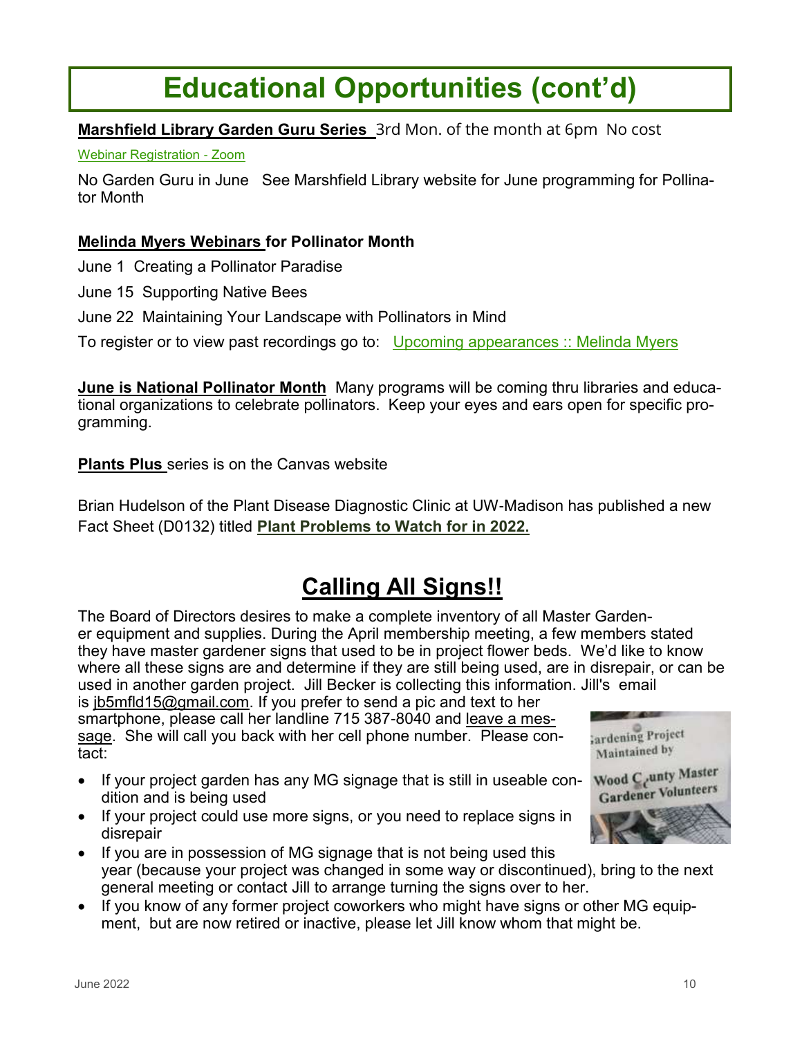# Educational Opportunities (cont'd)

**Marshfield Library Garden Guru Series** 3rd Mon. of the month at 6pm No cost

Webinar Registration - Zoom

No Garden Guru in June See Marshfield Library website for June programming for Pollinator Month

**Melinda Myers Webinars for Pollinator Month**

June 1 Creating a Pollinator Paradise

June 15 Supporting Native Bees

June 22 Maintaining Your Landscape with Pollinators in Mind

To register or to view past recordings go to: Upcoming appearances :: Melinda Myers

**June is National Pollinator Month** Many programs will be coming thru libraries and educational organizations to celebrate pollinators. Keep your eyes and ears open for specific programming.

**Plants Plus** series is on the Canvas website

Brian Hudelson of the Plant Disease Diagnostic Clinic at UW-Madison has published a new Fact Sheet (D0132) titled **Plant Problems to Watch for in 2022.**

## Calling All Signs!!

The Board of Directors desires to make a complete inventory of all Master Gardener equipment and supplies. During the April membership meeting, a few members stated they have master gardener signs that used to be in project flower beds. We'd like to know where all these signs are and determine if they are still being used, are in disrepair, or can be used in another garden project. Jill Becker is collecting this information. Jill's email is jb5mfld15@gmail.com. If you prefer to send a pic and text to her smartphone, please call her landline 715 387-8040 and leave a message. She will call you back with her cell phone number. Please contact:

- If your project garden has any MG signage that is still in useable condition and is being used
- If your project could use more signs, or you need to replace signs in disrepair
- If you are in possession of MG signage that is not being used this year (because your project was changed in some way or discontinued), bring to the next general meeting or contact Jill to arrange turning the signs over to her.
- If you know of any former project coworkers who might have signs or other MG equipment, but are now retired or inactive, please let Jill know whom that might be.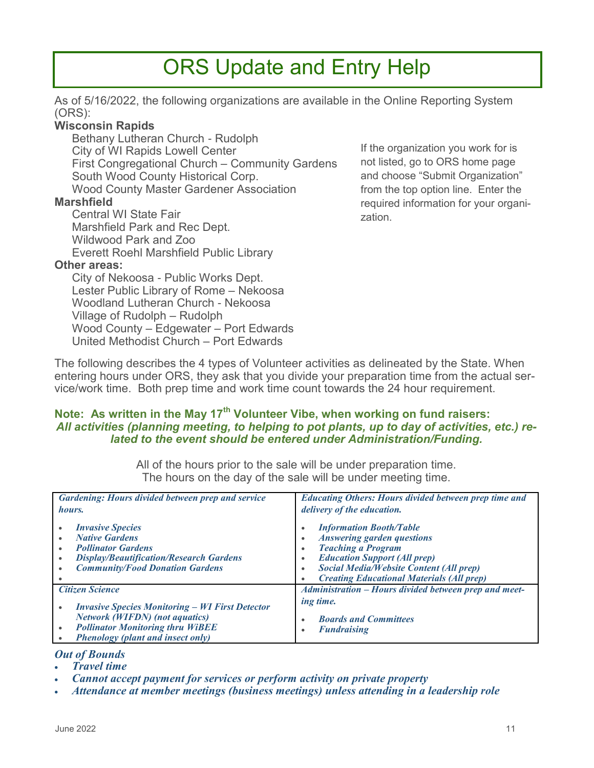# ORS Update and Entry Help

As of 5/16/2022, the following organizations are available in the Online Reporting System (ORS):

**Wisconsin Rapids**

- Bethany Lutheran Church - Rudolph
- City of WI Rapids Lowell Center
- First Congregational Church – Community Gardens
- South Wood County Historical Corp.
- Wood County Master Gardener Association

**Marshfield**

- Central WI State Fair
- Marshfield Park and Rec Dept.
- Wildwood Park and Zoo
- Everett Roehl Marshfield Public Library

**Other areas:**

- City of Nekoosa - Public Works Dept.
- Lester Public Library of Rome – Nekoosa
- Woodland Lutheran Church - Nekoosa
- Village of Rudolph – Rudolph
- Wood County – Edgewater – Port Edwards
- United Methodist Church – Port Edwards

If the organization you work for is not listed, go to ORS home page and choose "Submit Organization" from the top option line. Enter the required information for your organization.

The following describes the 4 types of Volunteer activities as delineated by the State. When entering hours under ORS, they ask that you divide your preparation time from the actual service/work time. Both prep time and work time count towards the 24 hour requirement.

**Note: As written in the May 17th Volunteer Vibe, when working on fund raisers:**
***All activities (planning meeting, to helping to pot plants, up to day of activities, etc.) related to the event should be entered under Administration/Funding.***

All of the hours prior to the sale will be under preparation time.
The hours on the day of the sale will be under meeting time.

| ***Gardening: Hours divided between prep and service hours.*** | ***Educating Others: Hours divided between prep time and delivery of the education.*** |
|---|---|
| • ***Invasive Species***<br>• ***Native Gardens***<br>• ***Pollinator Gardens***<br>• ***Display/Beautification/Research Gardens***<br>• ***Community/Food Donation Gardens*** | • ***Information Booth/Table***<br>• ***Answering garden questions***<br>• ***Teaching a Program***<br>• ***Education Support (All prep)***<br>• ***Social Media/Website Content (All prep)***<br>• ***Creating Educational Materials (All prep)*** |
| ***Citizen Science***<br>• ***Invasive Species Monitoring – WI First Detector Network (WIFDN) (not aquatics)***<br>• ***Pollinator Monitoring thru WiBEE***<br>• ***Phenology (plant and insect only)*** | ***Administration – Hours divided between prep and meeting time.***<br>• ***Boards and Committees***<br>• ***Fundraising*** |

***Out of Bounds***

- ***Travel time***
- ***Cannot accept payment for services or perform activity on private property***
- ***Attendance at member meetings (business meetings) unless attending in a leadership role***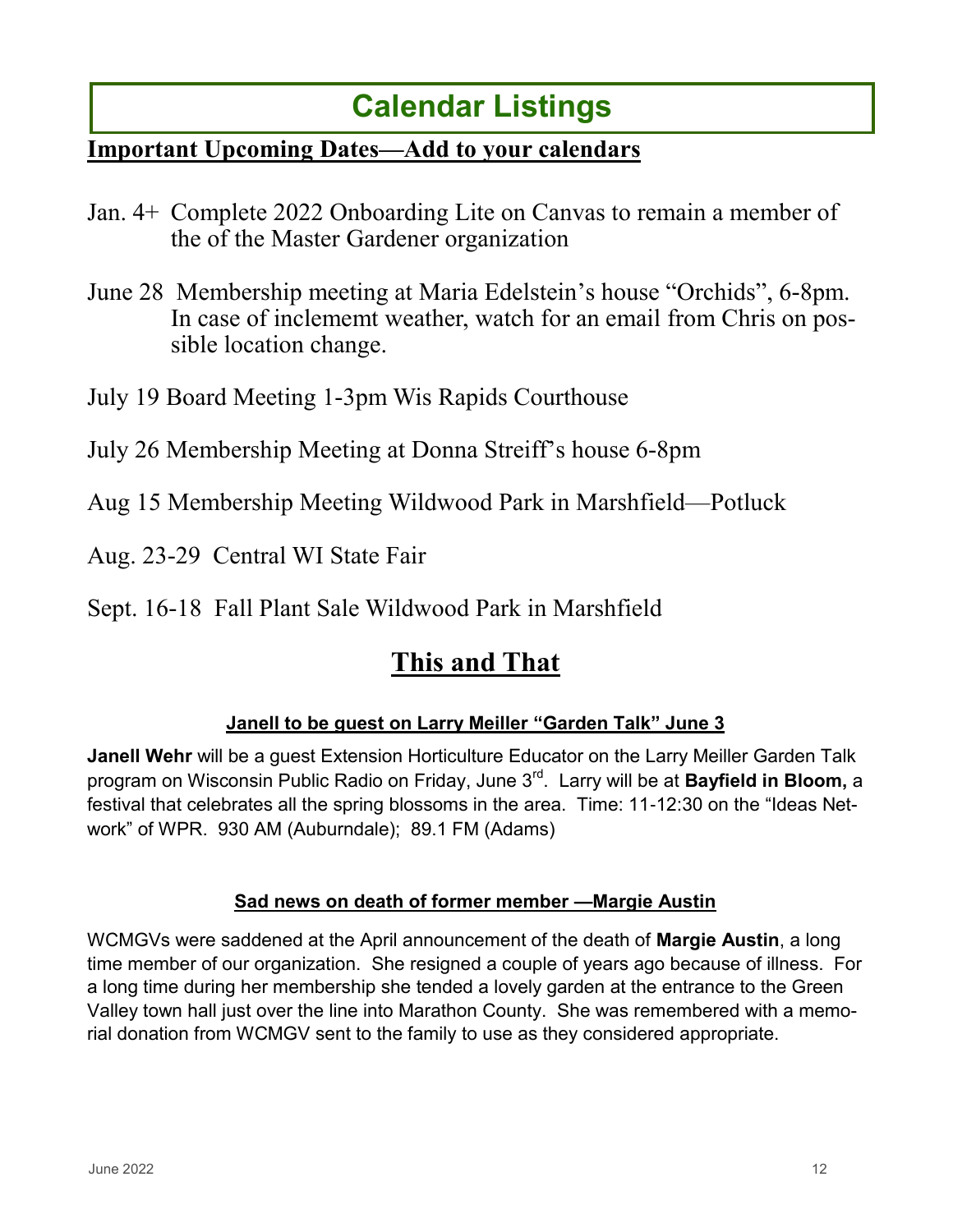# Calendar Listings

**Important Upcoming Dates—Add to your calendars**

Jan. 4+ Complete 2022 Onboarding Lite on Canvas to remain a member of the of the Master Gardener organization

June 28 Membership meeting at Maria Edelstein's house "Orchids", 6-8pm. In case of inclememt weather, watch for an email from Chris on possible location change.

July 19 Board Meeting 1-3pm Wis Rapids Courthouse

July 26 Membership Meeting at Donna Streiff's house 6-8pm

Aug 15 Membership Meeting Wildwood Park in Marshfield—Potluck

Aug. 23-29 Central WI State Fair

Sept. 16-18 Fall Plant Sale Wildwood Park in Marshfield

## This and That

### Janell to be guest on Larry Meiller "Garden Talk" June 3

**Janell Wehr** will be a guest Extension Horticulture Educator on the Larry Meiller Garden Talk program on Wisconsin Public Radio on Friday, June 3rd. Larry will be at **Bayfield in Bloom,** a festival that celebrates all the spring blossoms in the area. Time: 11-12:30 on the "Ideas Network" of WPR. 930 AM (Auburndale); 89.1 FM (Adams)

### Sad news on death of former member —Margie Austin

WCMGVs were saddened at the April announcement of the death of **Margie Austin**, a long time member of our organization. She resigned a couple of years ago because of illness. For a long time during her membership she tended a lovely garden at the entrance to the Green Valley town hall just over the line into Marathon County. She was remembered with a memorial donation from WCMGV sent to the family to use as they considered appropriate.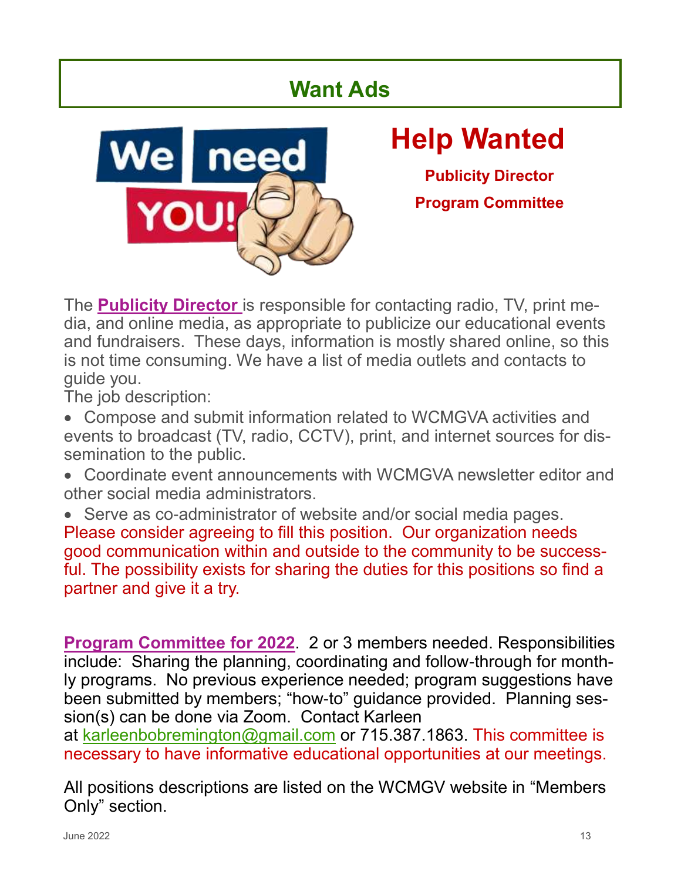# Want Ads

## Help Wanted

**Publicity Director**

**Program Committee**

The **Publicity Director** is responsible for contacting radio, TV, print media, and online media, as appropriate to publicize our educational events and fundraisers. These days, information is mostly shared online, so this is not time consuming. We have a list of media outlets and contacts to guide you.

The job description:

- Compose and submit information related to WCMGVA activities and events to broadcast (TV, radio, CCTV), print, and internet sources for dissemination to the public.
- Coordinate event announcements with WCMGVA newsletter editor and other social media administrators.
- Serve as co-administrator of website and/or social media pages.

Please consider agreeing to fill this position. Our organization needs good communication within and outside to the community to be successful. The possibility exists for sharing the duties for this positions so find a partner and give it a try.

**Program Committee for 2022**. 2 or 3 members needed. Responsibilities include: Sharing the planning, coordinating and follow-through for monthly programs. No previous experience needed; program suggestions have been submitted by members; "how-to" guidance provided. Planning session(s) can be done via Zoom. Contact Karleen at karleenbobremington@gmail.com or 715.387.1863. This committee is necessary to have informative educational opportunities at our meetings.

All positions descriptions are listed on the WCMGV website in "Members Only" section.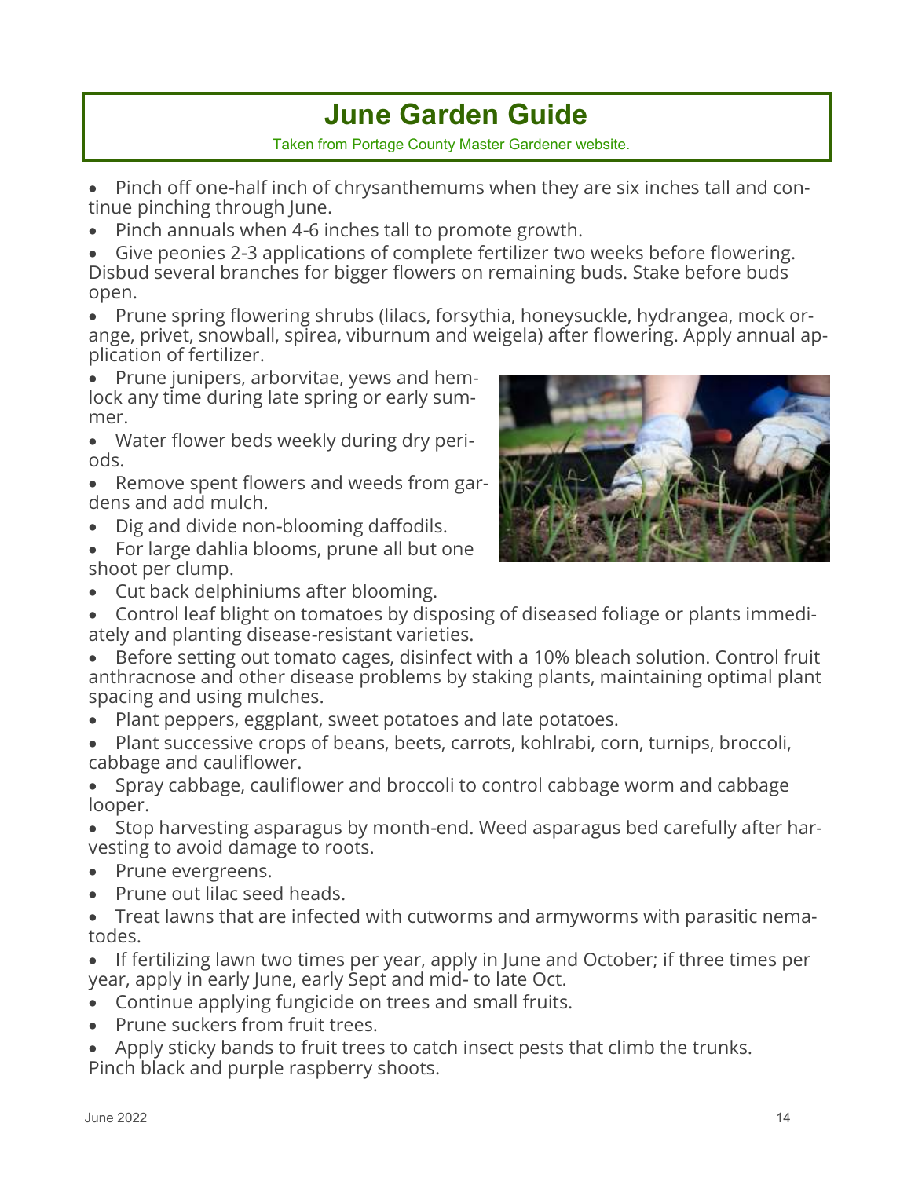# June Garden Guide

Taken from Portage County Master Gardener website.

- Pinch off one-half inch of chrysanthemums when they are six inches tall and continue pinching through June.
- Pinch annuals when 4-6 inches tall to promote growth.
- Give peonies 2-3 applications of complete fertilizer two weeks before flowering. Disbud several branches for bigger flowers on remaining buds. Stake before buds open.
- Prune spring flowering shrubs (lilacs, forsythia, honeysuckle, hydrangea, mock orange, privet, snowball, spirea, viburnum and weigela) after flowering. Apply annual application of fertilizer.
- Prune junipers, arborvitae, yews and hemlock any time during late spring or early summer.
- Water flower beds weekly during dry periods.
- Remove spent flowers and weeds from gardens and add mulch.
- Dig and divide non-blooming daffodils.
- For large dahlia blooms, prune all but one shoot per clump.
- Cut back delphiniums after blooming.
- Control leaf blight on tomatoes by disposing of diseased foliage or plants immediately and planting disease-resistant varieties.
- Before setting out tomato cages, disinfect with a 10% bleach solution. Control fruit anthracnose and other disease problems by staking plants, maintaining optimal plant spacing and using mulches.
- Plant peppers, eggplant, sweet potatoes and late potatoes.
- Plant successive crops of beans, beets, carrots, kohlrabi, corn, turnips, broccoli, cabbage and cauliflower.
- Spray cabbage, cauliflower and broccoli to control cabbage worm and cabbage looper.
- Stop harvesting asparagus by month-end. Weed asparagus bed carefully after harvesting to avoid damage to roots.
- Prune evergreens.
- Prune out lilac seed heads.
- Treat lawns that are infected with cutworms and armyworms with parasitic nematodes.
- If fertilizing lawn two times per year, apply in June and October; if three times per year, apply in early June, early Sept and mid- to late Oct.
- Continue applying fungicide on trees and small fruits.
- Prune suckers from fruit trees.
- Apply sticky bands to fruit trees to catch insect pests that climb the trunks. Pinch black and purple raspberry shoots.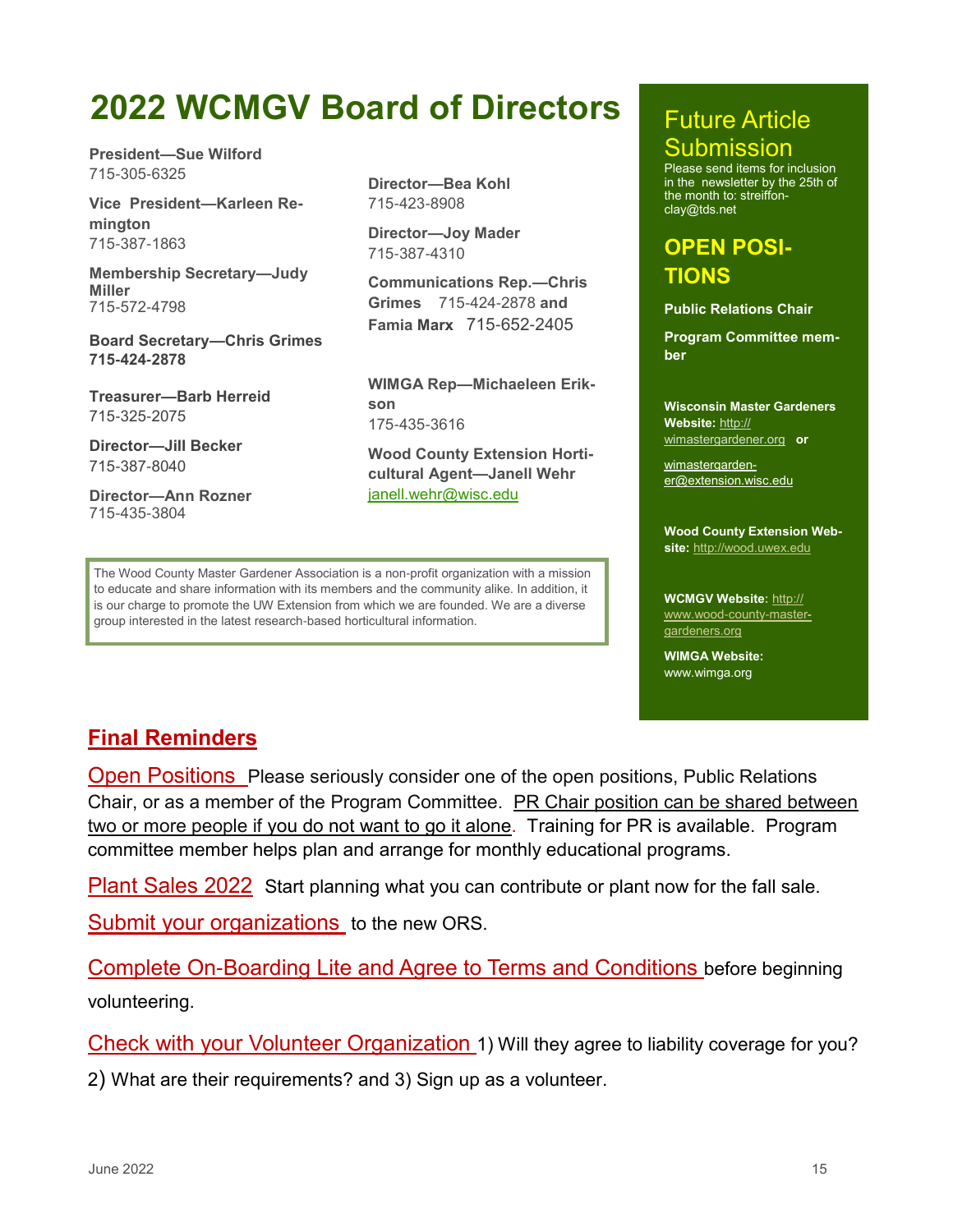# 2022 WCMGV Board of Directors

**President—Sue Wilford**
715-305-6325

**Vice President—Karleen Remington**
715-387-1863

**Membership Secretary—Judy Miller**
715-572-4798

**Board Secretary—Chris Grimes**
**715-424-2878**

**Treasurer—Barb Herreid**
715-325-2075

**Director—Jill Becker**
715-387-8040

**Director—Ann Rozner**
715-435-3804

**Director—Bea Kohl**
715-423-8908

**Director—Joy Mader**
715-387-4310

**Communications Rep.—Chris Grimes** 715-424-2878 **and Famia Marx** 715-652-2405

**WIMGA Rep—Michaeleen Erikson**
175-435-3616

**Wood County Extension Horticultural Agent—Janell Wehr**
janell.wehr@wisc.edu

The Wood County Master Gardener Association is a non-profit organization with a mission to educate and share information with its members and the community alike. In addition, it is our charge to promote the UW Extension from which we are founded. We are a diverse group interested in the latest research-based horticultural information.

## Future Article Submission

Please send items for inclusion in the newsletter by the 25th of the month to: streiffon-clay@tds.net

## OPEN POSITIONS

**Public Relations Chair**

**Program Committee member**

**Wisconsin Master Gardeners Website:** http://wimastergardener.org **or**

wimastergardener@extension.wisc.edu

**Wood County Extension Website:** http://wood.uwex.edu

**WCMGV Website**: http://www.wood-county-master-gardeners.org

**WIMGA Website:** www.wimga.org

## Final Reminders

Open Positions Please seriously consider one of the open positions, Public Relations Chair, or as a member of the Program Committee. PR Chair position can be shared between two or more people if you do not want to go it alone. Training for PR is available. Program committee member helps plan and arrange for monthly educational programs.

Plant Sales 2022 Start planning what you can contribute or plant now for the fall sale.

Submit your organizations to the new ORS.

Complete On-Boarding Lite and Agree to Terms and Conditions before beginning volunteering.

Check with your Volunteer Organization 1) Will they agree to liability coverage for you? 2) What are their requirements? and 3) Sign up as a volunteer.